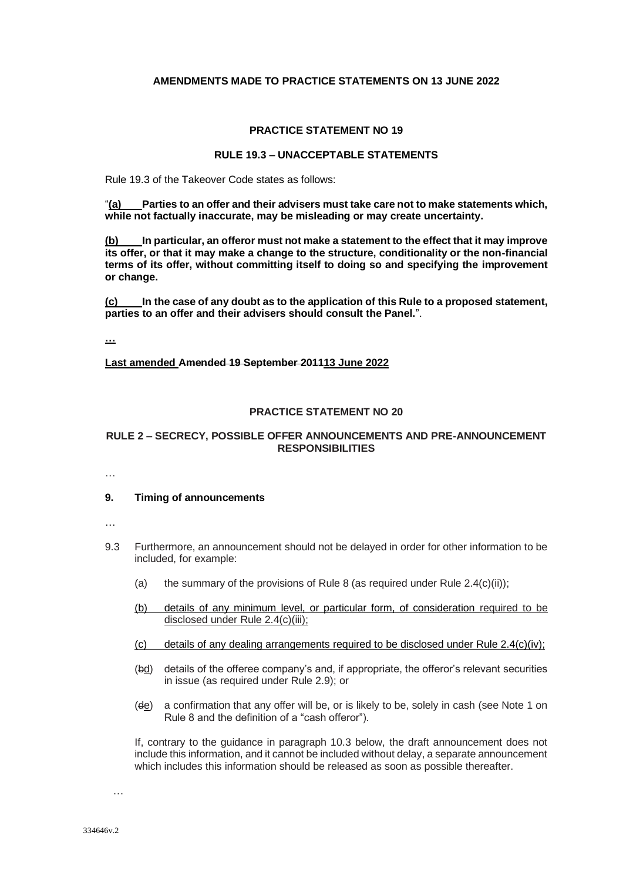**AMENDMENTS MADE TO PRACTICE STATEMENTS ON 13 JUNE 2022**

**PRACTICE STATEMENT NO 19**

**RULE 19.3 – UNACCEPTABLE STATEMENTS**

Rule 19.3 of the Takeover Code states as follows:

"**(a) Parties to an offer and their advisers must take care not to make statements which, while not factually inaccurate, may be misleading or may create uncertainty.**

**(b) In particular, an offeror must not make a statement to the effect that it may improve its offer, or that it may make a change to the structure, conditionality or the non-financial terms of its offer, without committing itself to doing so and specifying the improvement or change.**

**(c) In the case of any doubt as to the application of this Rule to a proposed statement, parties to an offer and their advisers should consult the Panel.**".

**…**

**Last amended ~~Amended 19 September 2011~~13 June 2022**

**PRACTICE STATEMENT NO 20**

**RULE 2 – SECRECY, POSSIBLE OFFER ANNOUNCEMENTS AND PRE-ANNOUNCEMENT RESPONSIBILITIES**

…

**9. Timing of announcements**

…

9.3 Furthermore, an announcement should not be delayed in order for other information to be included, for example:

(a) the summary of the provisions of Rule 8 (as required under Rule 2.4(c)(ii));

(b) details of any minimum level, or particular form, of consideration required to be disclosed under Rule 2.4(c)(iii);

(c) details of any dealing arrangements required to be disclosed under Rule 2.4(c)(iv);

(~~b~~d) details of the offeree company's and, if appropriate, the offeror's relevant securities in issue (as required under Rule 2.9); or

(~~d~~e) a confirmation that any offer will be, or is likely to be, solely in cash (see Note 1 on Rule 8 and the definition of a "cash offeror").

If, contrary to the guidance in paragraph 10.3 below, the draft announcement does not include this information, and it cannot be included without delay, a separate announcement which includes this information should be released as soon as possible thereafter.

…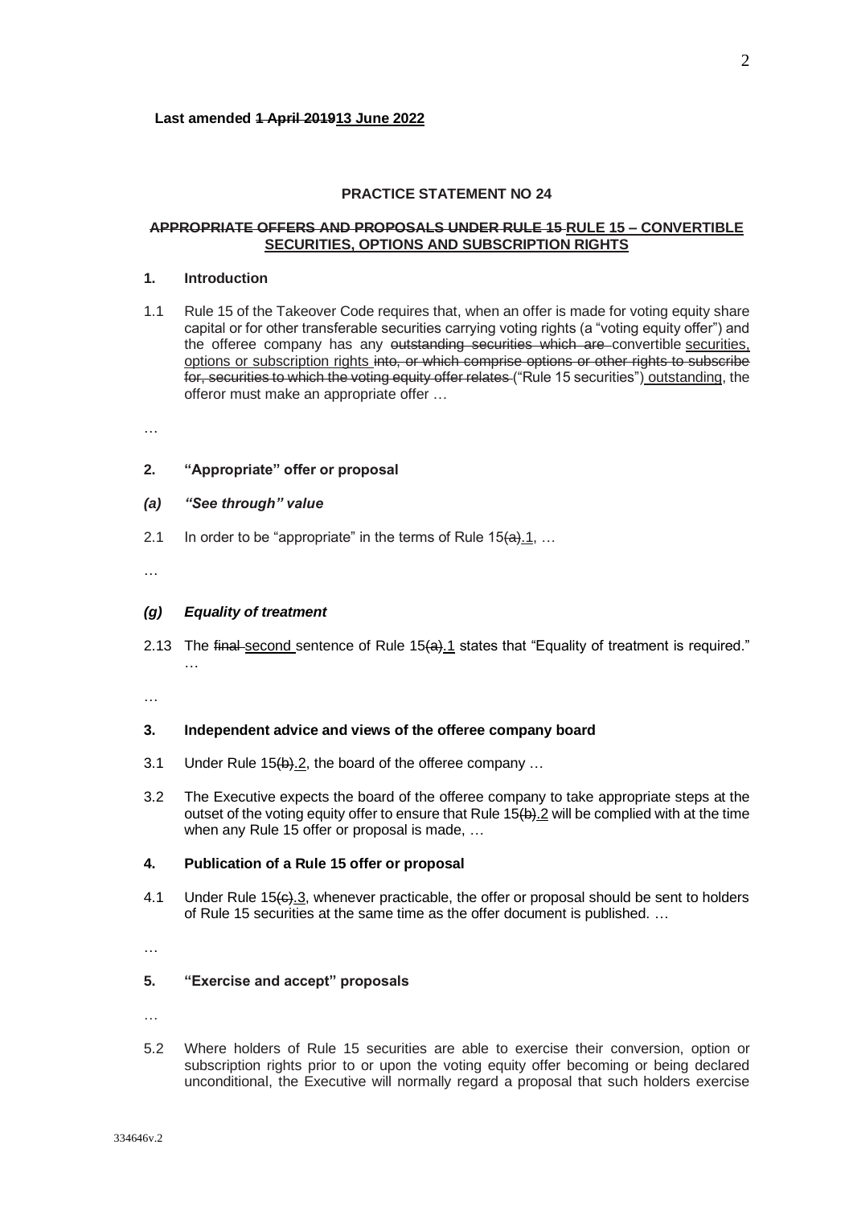**Last amended ~~1 April 2019~~13 June 2022**

**PRACTICE STATEMENT NO 24**

**~~APPROPRIATE OFFERS AND PROPOSALS UNDER RULE 15~~ RULE 15 – CONVERTIBLE SECURITIES, OPTIONS AND SUBSCRIPTION RIGHTS**

**1. Introduction**

1.1 Rule 15 of the Takeover Code requires that, when an offer is made for voting equity share capital or for other transferable securities carrying voting rights (a "voting equity offer") and the offeree company has any ~~outstanding securities which are~~ convertible securities, options or subscription rights ~~into, or which comprise options or other rights to subscribe for, securities to which the voting equity offer relates~~ ("Rule 15 securities") outstanding, the offeror must make an appropriate offer …

…

**2. "Appropriate" offer or proposal**

***(a) "See through" value***

2.1 In order to be "appropriate" in the terms of Rule 15~~(a)~~.1, …

…

***(g) Equality of treatment***

2.13 The ~~final~~ second sentence of Rule 15~~(a)~~.1 states that "Equality of treatment is required." …

…

**3. Independent advice and views of the offeree company board**

3.1 Under Rule 15~~(b)~~.2, the board of the offeree company …

3.2 The Executive expects the board of the offeree company to take appropriate steps at the outset of the voting equity offer to ensure that Rule 15~~(b)~~.2 will be complied with at the time when any Rule 15 offer or proposal is made, …

**4. Publication of a Rule 15 offer or proposal**

4.1 Under Rule 15~~(c)~~.3, whenever practicable, the offer or proposal should be sent to holders of Rule 15 securities at the same time as the offer document is published. …

…

**5. "Exercise and accept" proposals**

…

5.2 Where holders of Rule 15 securities are able to exercise their conversion, option or subscription rights prior to or upon the voting equity offer becoming or being declared unconditional, the Executive will normally regard a proposal that such holders exercise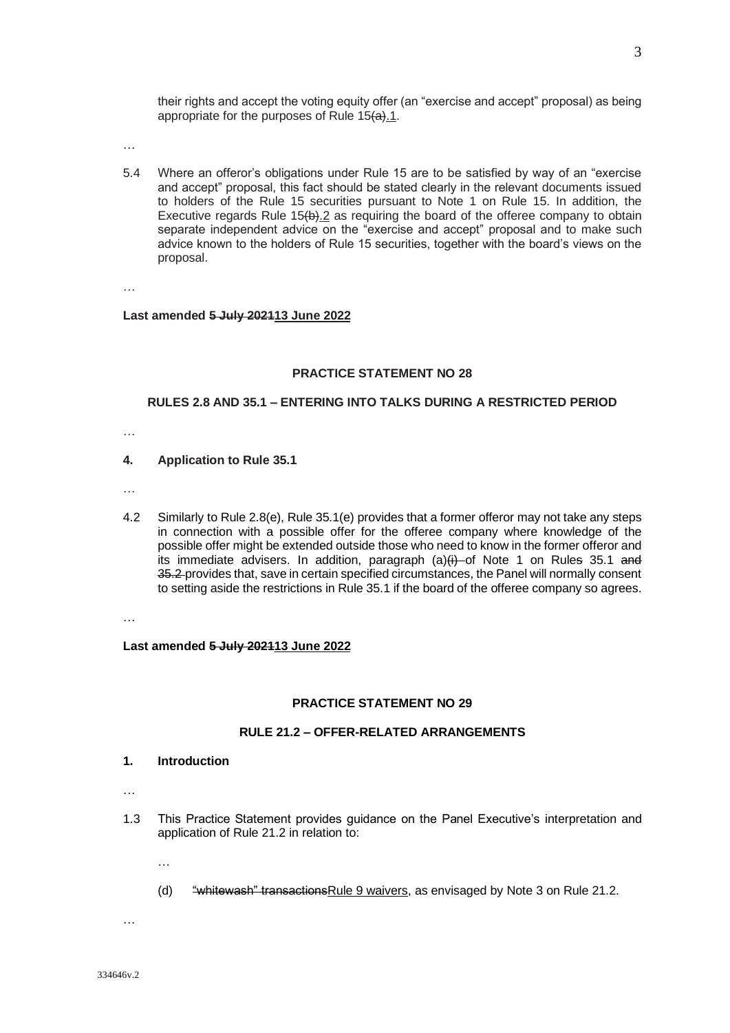their rights and accept the voting equity offer (an "exercise and accept" proposal) as being appropriate for the purposes of Rule 15~~(a)~~.1.

…

5.4 Where an offeror's obligations under Rule 15 are to be satisfied by way of an "exercise and accept" proposal, this fact should be stated clearly in the relevant documents issued to holders of the Rule 15 securities pursuant to Note 1 on Rule 15. In addition, the Executive regards Rule 15~~(b)~~.2 as requiring the board of the offeree company to obtain separate independent advice on the "exercise and accept" proposal and to make such advice known to the holders of Rule 15 securities, together with the board's views on the proposal.

…

**Last amended ~~5 July 2021~~13 June 2022**

## PRACTICE STATEMENT NO 28

### RULES 2.8 AND 35.1 – ENTERING INTO TALKS DURING A RESTRICTED PERIOD

…

### 4. Application to Rule 35.1

…

4.2 Similarly to Rule 2.8(e), Rule 35.1(e) provides that a former offeror may not take any steps in connection with a possible offer for the offeree company where knowledge of the possible offer might be extended outside those who need to know in the former offeror and its immediate advisers. In addition, paragraph (a)~~(i)~~ of Note 1 on Rule~~s~~ 35.1 ~~and 35.2~~ provides that, save in certain specified circumstances, the Panel will normally consent to setting aside the restrictions in Rule 35.1 if the board of the offeree company so agrees.

…

**Last amended ~~5 July 2021~~13 June 2022**

## PRACTICE STATEMENT NO 29

### RULE 21.2 – OFFER-RELATED ARRANGEMENTS

### 1. Introduction

…

1.3 This Practice Statement provides guidance on the Panel Executive's interpretation and application of Rule 21.2 in relation to:

…

(d) ~~"whitewash" transactions~~Rule 9 waivers, as envisaged by Note 3 on Rule 21.2.

…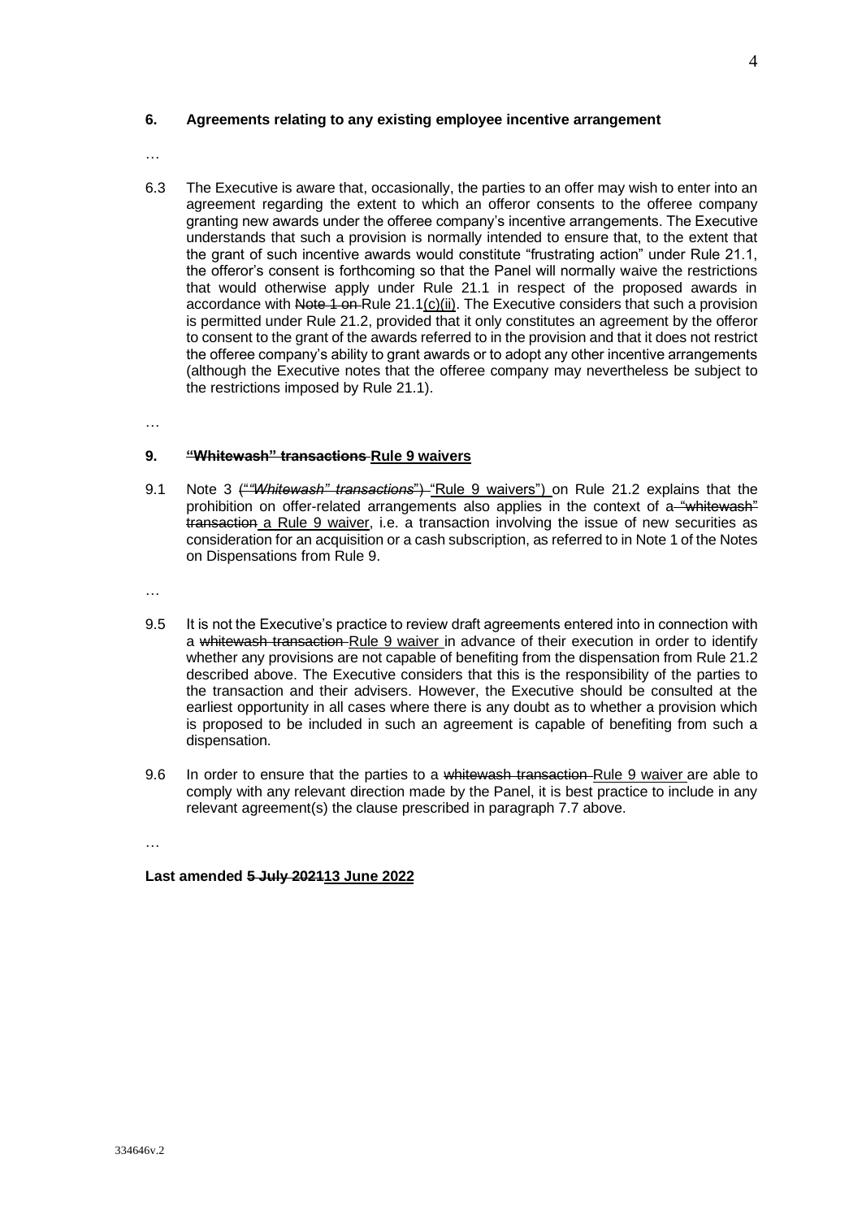## 6. Agreements relating to any existing employee incentive arrangement

…

6.3 The Executive is aware that, occasionally, the parties to an offer may wish to enter into an agreement regarding the extent to which an offeror consents to the offeree company granting new awards under the offeree company's incentive arrangements. The Executive understands that such a provision is normally intended to ensure that, to the extent that the grant of such incentive awards would constitute "frustrating action" under Rule 21.1, the offeror's consent is forthcoming so that the Panel will normally waive the restrictions that would otherwise apply under Rule 21.1 in respect of the proposed awards in accordance with ~~Note 1 on~~ Rule 21.1<u>(c)(ii)</u>. The Executive considers that such a provision is permitted under Rule 21.2, provided that it only constitutes an agreement by the offeror to consent to the grant of the awards referred to in the provision and that it does not restrict the offeree company's ability to grant awards or to adopt any other incentive arrangements (although the Executive notes that the offeree company may nevertheless be subject to the restrictions imposed by Rule 21.1).

…

## 9. ~~"Whitewash" transactions~~ <u>Rule 9 waivers</u>

9.1 Note 3 (~~"*"Whitewash" transactions*")~~ <u>"Rule 9 waivers")</u> on Rule 21.2 explains that the prohibition on offer-related arrangements also applies in the context of ~~a "whitewash" transaction~~ <u>a Rule 9 waiver</u>, i.e. a transaction involving the issue of new securities as consideration for an acquisition or a cash subscription, as referred to in Note 1 of the Notes on Dispensations from Rule 9.

…

9.5 It is not the Executive's practice to review draft agreements entered into in connection with a ~~whitewash transaction~~ <u>Rule 9 waiver</u> in advance of their execution in order to identify whether any provisions are not capable of benefiting from the dispensation from Rule 21.2 described above. The Executive considers that this is the responsibility of the parties to the transaction and their advisers. However, the Executive should be consulted at the earliest opportunity in all cases where there is any doubt as to whether a provision which is proposed to be included in such an agreement is capable of benefiting from such a dispensation.

9.6 In order to ensure that the parties to a ~~whitewash transaction~~ <u>Rule 9 waiver</u> are able to comply with any relevant direction made by the Panel, it is best practice to include in any relevant agreement(s) the clause prescribed in paragraph 7.7 above.

…

**Last amended ~~5 July 2021~~<u>13 June 2022</u>**

334646v.2